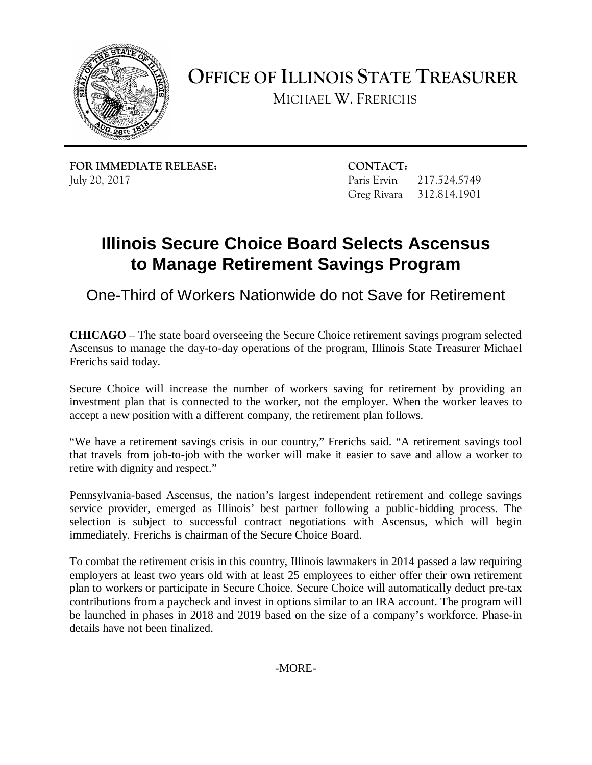# OFFICE OF ILLINOIS STATE TREASURER

MICHAEL W. FRERICHS

**FOR IMMEDIATE RELEASE:**
July 20, 2017

**CONTACT:**
Paris Ervin 217.524.5749
Greg Rivara 312.814.1901

## Illinois Secure Choice Board Selects Ascensus to Manage Retirement Savings Program

### One-Third of Workers Nationwide do not Save for Retirement

**CHICAGO** – The state board overseeing the Secure Choice retirement savings program selected Ascensus to manage the day-to-day operations of the program, Illinois State Treasurer Michael Frerichs said today.

Secure Choice will increase the number of workers saving for retirement by providing an investment plan that is connected to the worker, not the employer. When the worker leaves to accept a new position with a different company, the retirement plan follows.

"We have a retirement savings crisis in our country," Frerichs said. "A retirement savings tool that travels from job-to-job with the worker will make it easier to save and allow a worker to retire with dignity and respect."

Pennsylvania-based Ascensus, the nation's largest independent retirement and college savings service provider, emerged as Illinois' best partner following a public-bidding process. The selection is subject to successful contract negotiations with Ascensus, which will begin immediately. Frerichs is chairman of the Secure Choice Board.

To combat the retirement crisis in this country, Illinois lawmakers in 2014 passed a law requiring employers at least two years old with at least 25 employees to either offer their own retirement plan to workers or participate in Secure Choice. Secure Choice will automatically deduct pre-tax contributions from a paycheck and invest in options similar to an IRA account. The program will be launched in phases in 2018 and 2019 based on the size of a company's workforce. Phase-in details have not been finalized.

-MORE-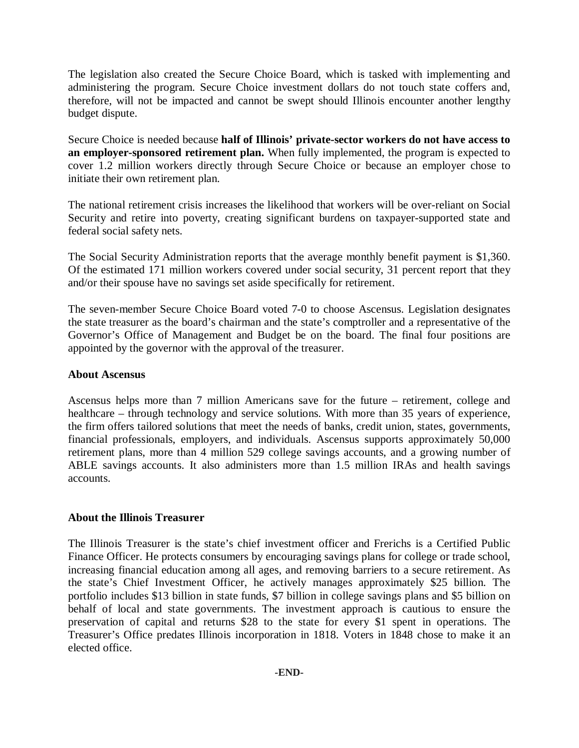The legislation also created the Secure Choice Board, which is tasked with implementing and administering the program. Secure Choice investment dollars do not touch state coffers and, therefore, will not be impacted and cannot be swept should Illinois encounter another lengthy budget dispute.

Secure Choice is needed because **half of Illinois' private-sector workers do not have access to an employer-sponsored retirement plan.** When fully implemented, the program is expected to cover 1.2 million workers directly through Secure Choice or because an employer chose to initiate their own retirement plan.

The national retirement crisis increases the likelihood that workers will be over-reliant on Social Security and retire into poverty, creating significant burdens on taxpayer-supported state and federal social safety nets.

The Social Security Administration reports that the average monthly benefit payment is $1,360. Of the estimated 171 million workers covered under social security, 31 percent report that they and/or their spouse have no savings set aside specifically for retirement.

The seven-member Secure Choice Board voted 7-0 to choose Ascensus. Legislation designates the state treasurer as the board's chairman and the state's comptroller and a representative of the Governor's Office of Management and Budget be on the board. The final four positions are appointed by the governor with the approval of the treasurer.

**About Ascensus**

Ascensus helps more than 7 million Americans save for the future – retirement, college and healthcare – through technology and service solutions. With more than 35 years of experience, the firm offers tailored solutions that meet the needs of banks, credit union, states, governments, financial professionals, employers, and individuals. Ascensus supports approximately 50,000 retirement plans, more than 4 million 529 college savings accounts, and a growing number of ABLE savings accounts. It also administers more than 1.5 million IRAs and health savings accounts.

**About the Illinois Treasurer**

The Illinois Treasurer is the state's chief investment officer and Frerichs is a Certified Public Finance Officer. He protects consumers by encouraging savings plans for college or trade school, increasing financial education among all ages, and removing barriers to a secure retirement. As the state's Chief Investment Officer, he actively manages approximately $25 billion. The portfolio includes $13 billion in state funds, $7 billion in college savings plans and $5 billion on behalf of local and state governments. The investment approach is cautious to ensure the preservation of capital and returns $28 to the state for every $1 spent in operations. The Treasurer's Office predates Illinois incorporation in 1818. Voters in 1848 chose to make it an elected office.

**-END-**